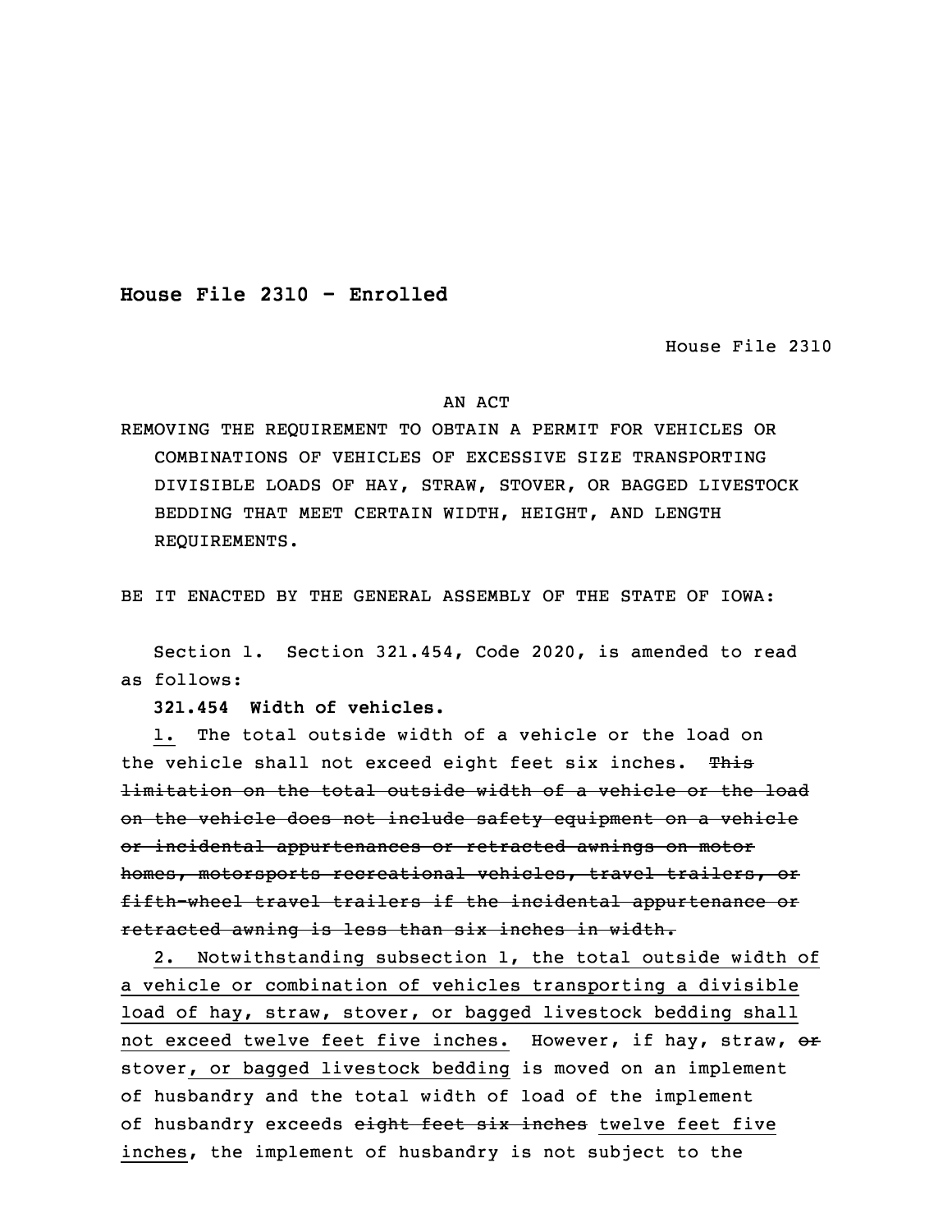**House File 2310 - Enrolled**

House File 2310

AN ACT

REMOVING THE REQUIREMENT TO OBTAIN A PERMIT FOR VEHICLES OR COMBINATIONS OF VEHICLES OF EXCESSIVE SIZE TRANSPORTING DIVISIBLE LOADS OF HAY, STRAW, STOVER, OR BAGGED LIVESTOCK BEDDING THAT MEET CERTAIN WIDTH, HEIGHT, AND LENGTH REQUIREMENTS.

BE IT ENACTED BY THE GENERAL ASSEMBLY OF THE STATE OF IOWA:

Section 1. Section 321.454, Code 2020, is amended to read as follows:

**321.454 Width of vehicles.**

<u>1.</u> The total outside width of a vehicle or the load on the vehicle shall not exceed eight feet six inches. ~~This limitation on the total outside width of a vehicle or the load on the vehicle does not include safety equipment on a vehicle or incidental appurtenances or retracted awnings on motor homes, motorsports recreational vehicles, travel trailers, or fifth-wheel travel trailers if the incidental appurtenance or retracted awning is less than six inches in width.~~

<u>2. Notwithstanding subsection 1, the total outside width of a vehicle or combination of vehicles transporting a divisible load of hay, straw, stover, or bagged livestock bedding shall not exceed twelve feet five inches.</u> However, if hay, straw, ~~or~~ stover<u>, or bagged livestock bedding</u> is moved on an implement of husbandry and the total width of load of the implement of husbandry exceeds ~~eight feet six inches~~ <u>twelve feet five inches</u>, the implement of husbandry is not subject to the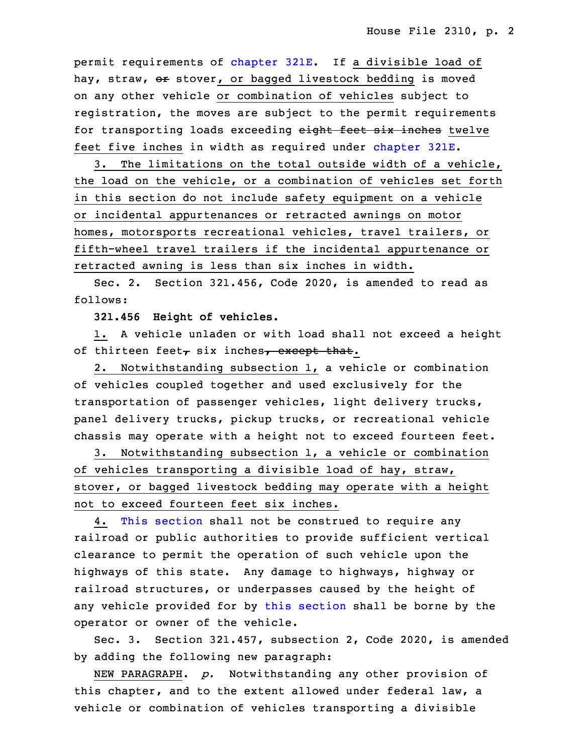permit requirements of chapter 321E. If a divisible load of hay, straw, ~~or~~ stover, or bagged livestock bedding is moved on any other vehicle or combination of vehicles subject to registration, the moves are subject to the permit requirements for transporting loads exceeding ~~eight feet six inches~~ twelve feet five inches in width as required under chapter 321E.

3. The limitations on the total outside width of a vehicle, the load on the vehicle, or a combination of vehicles set forth in this section do not include safety equipment on a vehicle or incidental appurtenances or retracted awnings on motor homes, motorsports recreational vehicles, travel trailers, or fifth-wheel travel trailers if the incidental appurtenance or retracted awning is less than six inches in width.

Sec. 2. Section 321.456, Code 2020, is amended to read as follows:

**321.456 Height of vehicles.**

1. A vehicle unladen or with load shall not exceed a height of thirteen feet~~,~~ six inches~~, except that~~.

2. Notwithstanding subsection 1, a vehicle or combination of vehicles coupled together and used exclusively for the transportation of passenger vehicles, light delivery trucks, panel delivery trucks, pickup trucks, or recreational vehicle chassis may operate with a height not to exceed fourteen feet.

3. Notwithstanding subsection 1, a vehicle or combination of vehicles transporting a divisible load of hay, straw, stover, or bagged livestock bedding may operate with a height not to exceed fourteen feet six inches.

4. This section shall not be construed to require any railroad or public authorities to provide sufficient vertical clearance to permit the operation of such vehicle upon the highways of this state. Any damage to highways, highway or railroad structures, or underpasses caused by the height of any vehicle provided for by this section shall be borne by the operator or owner of the vehicle.

Sec. 3. Section 321.457, subsection 2, Code 2020, is amended by adding the following new paragraph:

NEW PARAGRAPH. *p.* Notwithstanding any other provision of this chapter, and to the extent allowed under federal law, a vehicle or combination of vehicles transporting a divisible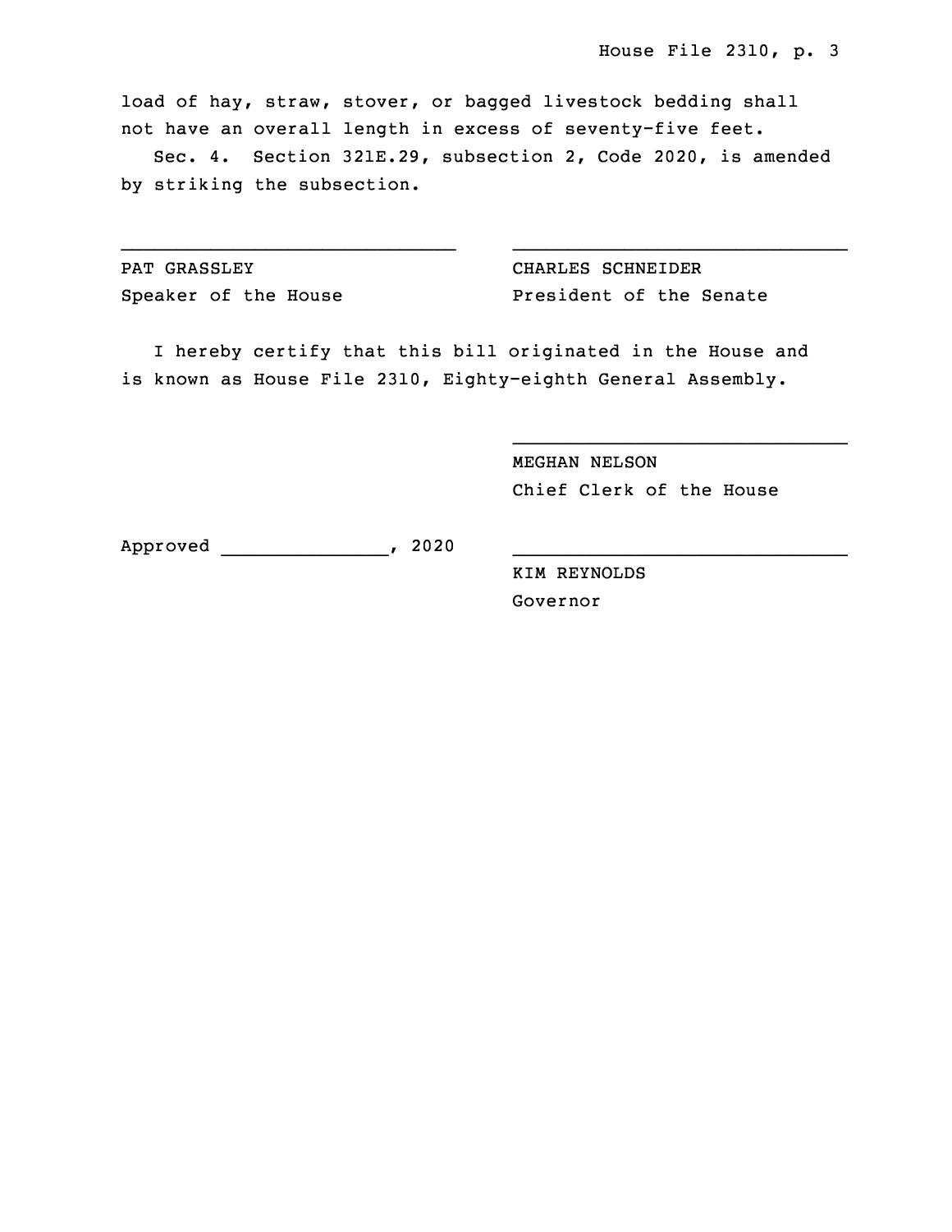load of hay, straw, stover, or bagged livestock bedding shall not have an overall length in excess of seventy-five feet.

Sec. 4. Section 321E.29, subsection 2, Code 2020, is amended by striking the subsection.

______________________________
PAT GRASSLEY
Speaker of the House

______________________________
CHARLES SCHNEIDER
President of the Senate

I hereby certify that this bill originated in the House and is known as House File 2310, Eighty-eighth General Assembly.

______________________________
MEGHAN NELSON
Chief Clerk of the House

Approved _______________, 2020

______________________________
KIM REYNOLDS
Governor